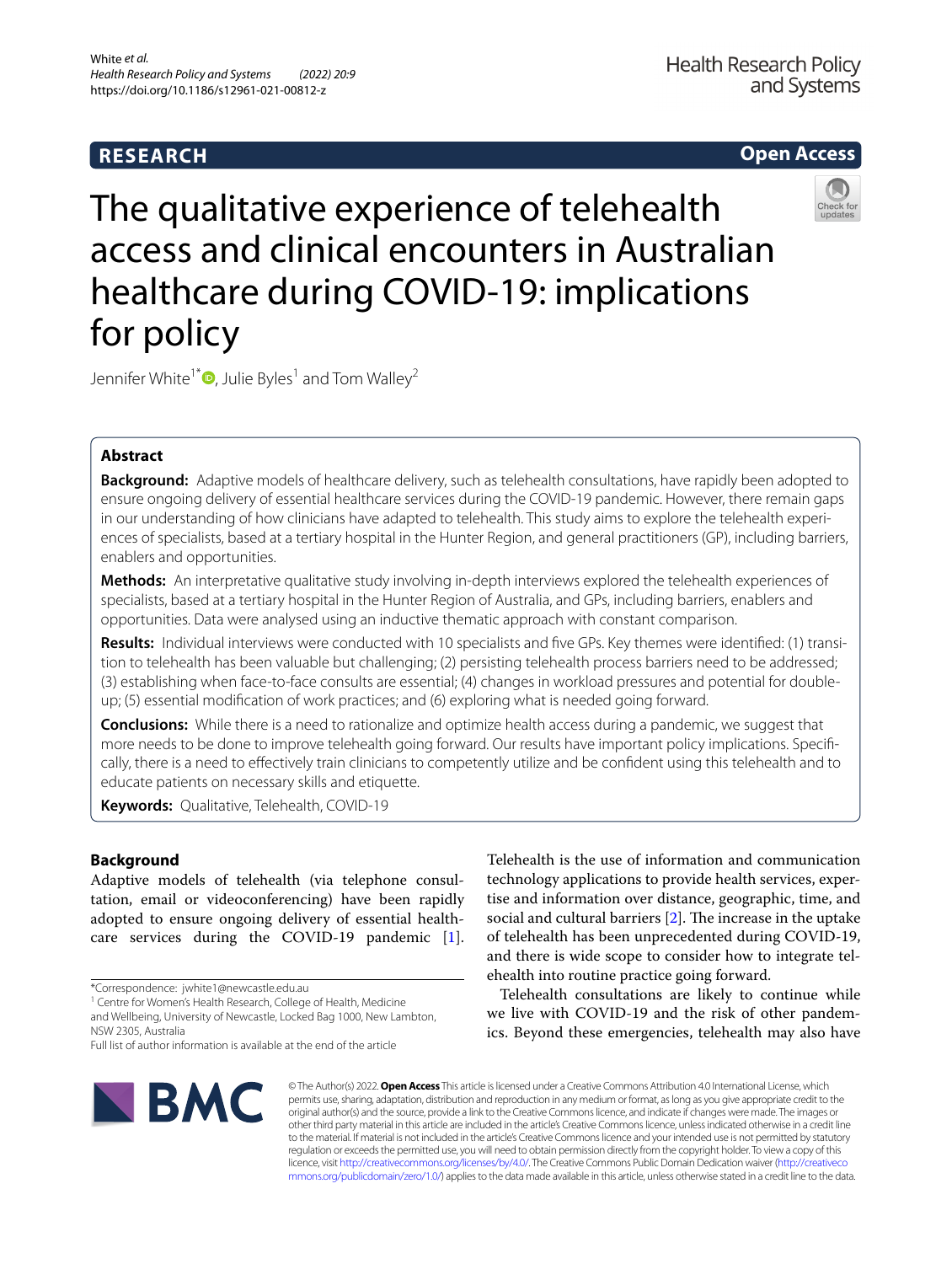RESEARCH

Open Access

# The qualitative experience of telehealth access and clinical encounters in Australian healthcare during COVID-19: implications for policy

Jennifer White[1*], Julie Byles[1] and Tom Walley[2]

## Abstract

**Background:** Adaptive models of healthcare delivery, such as telehealth consultations, have rapidly been adopted to ensure ongoing delivery of essential healthcare services during the COVID-19 pandemic. However, there remain gaps in our understanding of how clinicians have adapted to telehealth. This study aims to explore the telehealth experiences of specialists, based at a tertiary hospital in the Hunter Region, and general practitioners (GP), including barriers, enablers and opportunities.

**Methods:** An interpretative qualitative study involving in-depth interviews explored the telehealth experiences of specialists, based at a tertiary hospital in the Hunter Region of Australia, and GPs, including barriers, enablers and opportunities. Data were analysed using an inductive thematic approach with constant comparison.

**Results:** Individual interviews were conducted with 10 specialists and five GPs. Key themes were identified: (1) transition to telehealth has been valuable but challenging; (2) persisting telehealth process barriers need to be addressed; (3) establishing when face-to-face consults are essential; (4) changes in workload pressures and potential for double-up; (5) essential modification of work practices; and (6) exploring what is needed going forward.

**Conclusions:** While there is a need to rationalize and optimize health access during a pandemic, we suggest that more needs to be done to improve telehealth going forward. Our results have important policy implications. Specifically, there is a need to effectively train clinicians to competently utilize and be confident using this telehealth and to educate patients on necessary skills and etiquette.

**Keywords:** Qualitative, Telehealth, COVID-19

## Background

Adaptive models of telehealth (via telephone consultation, email or videoconferencing) have been rapidly adopted to ensure ongoing delivery of essential healthcare services during the COVID-19 pandemic [1]. Telehealth is the use of information and communication technology applications to provide health services, expertise and information over distance, geographic, time, and social and cultural barriers [2]. The increase in the uptake of telehealth has been unprecedented during COVID-19, and there is wide scope to consider how to integrate telehealth into routine practice going forward.

Telehealth consultations are likely to continue while we live with COVID-19 and the risk of other pandemics. Beyond these emergencies, telehealth may also have

*Correspondence: jwhite1@newcastle.edu.au

[1] Centre for Women's Health Research, College of Health, Medicine and Wellbeing, University of Newcastle, Locked Bag 1000, New Lambton, NSW 2305, Australia

Full list of author information is available at the end of the article

© The Author(s) 2022. **Open Access** This article is licensed under a Creative Commons Attribution 4.0 International License, which permits use, sharing, adaptation, distribution and reproduction in any medium or format, as long as you give appropriate credit to the original author(s) and the source, provide a link to the Creative Commons licence, and indicate if changes were made. The images or other third party material in this article are included in the article's Creative Commons licence, unless indicated otherwise in a credit line to the material. If material is not included in the article's Creative Commons licence and your intended use is not permitted by statutory regulation or exceeds the permitted use, you will need to obtain permission directly from the copyright holder. To view a copy of this licence, visit http://creativecommons.org/licenses/by/4.0/. The Creative Commons Public Domain Dedication waiver (http://creativecommons.org/publicdomain/zero/1.0/) applies to the data made available in this article, unless otherwise stated in a credit line to the data.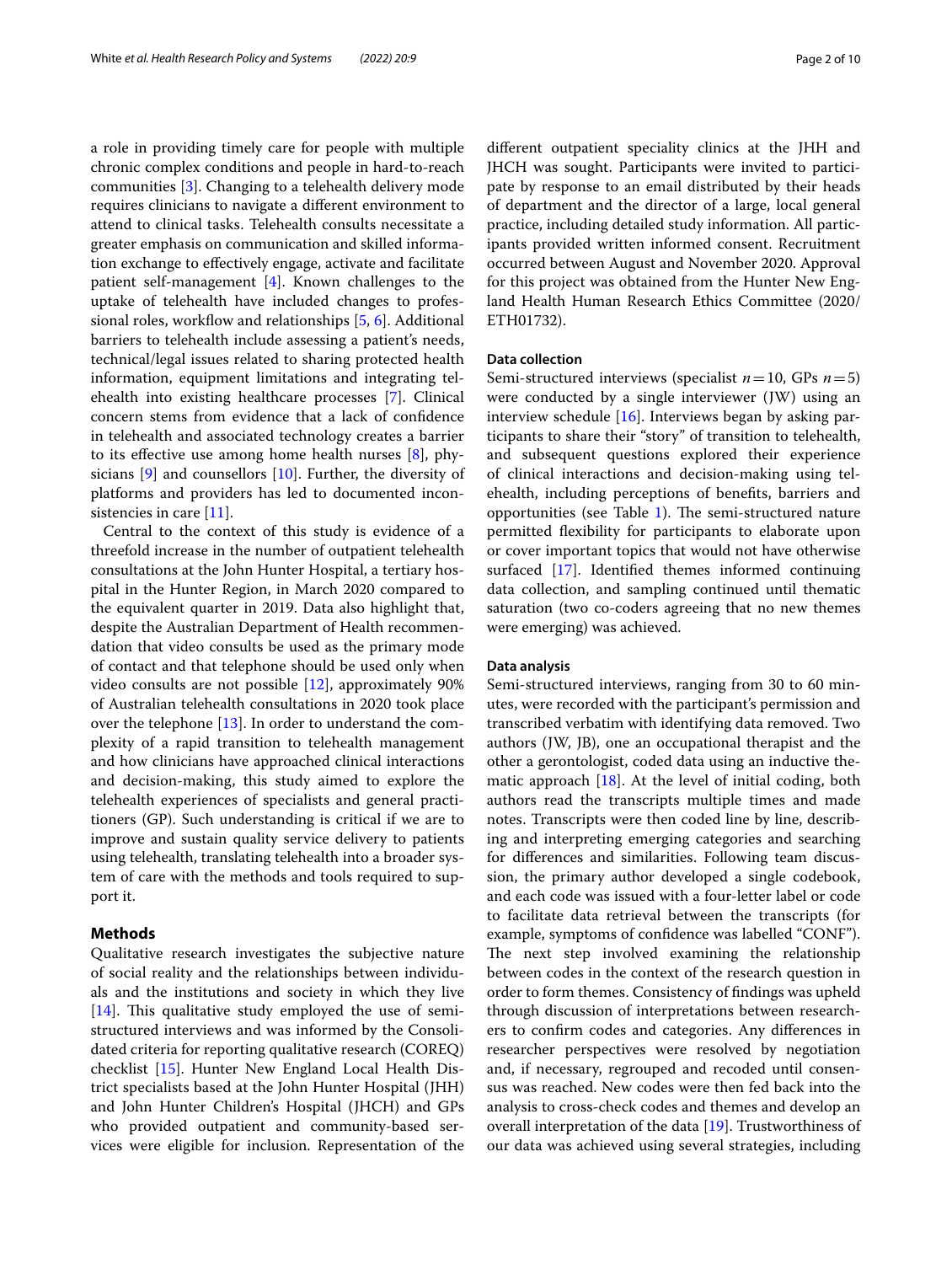a role in providing timely care for people with multiple chronic complex conditions and people in hard-to-reach communities [3]. Changing to a telehealth delivery mode requires clinicians to navigate a different environment to attend to clinical tasks. Telehealth consults necessitate a greater emphasis on communication and skilled information exchange to effectively engage, activate and facilitate patient self-management [4]. Known challenges to the uptake of telehealth have included changes to professional roles, workflow and relationships [5, 6]. Additional barriers to telehealth include assessing a patient's needs, technical/legal issues related to sharing protected health information, equipment limitations and integrating telehealth into existing healthcare processes [7]. Clinical concern stems from evidence that a lack of confidence in telehealth and associated technology creates a barrier to its effective use among home health nurses [8], physicians [9] and counsellors [10]. Further, the diversity of platforms and providers has led to documented inconsistencies in care [11].

Central to the context of this study is evidence of a threefold increase in the number of outpatient telehealth consultations at the John Hunter Hospital, a tertiary hospital in the Hunter Region, in March 2020 compared to the equivalent quarter in 2019. Data also highlight that, despite the Australian Department of Health recommendation that video consults be used as the primary mode of contact and that telephone should be used only when video consults are not possible [12], approximately 90% of Australian telehealth consultations in 2020 took place over the telephone [13]. In order to understand the complexity of a rapid transition to telehealth management and how clinicians have approached clinical interactions and decision-making, this study aimed to explore the telehealth experiences of specialists and general practitioners (GP). Such understanding is critical if we are to improve and sustain quality service delivery to patients using telehealth, translating telehealth into a broader system of care with the methods and tools required to support it.

## Methods

Qualitative research investigates the subjective nature of social reality and the relationships between individuals and the institutions and society in which they live [14]. This qualitative study employed the use of semi-structured interviews and was informed by the Consolidated criteria for reporting qualitative research (COREQ) checklist [15]. Hunter New England Local Health District specialists based at the John Hunter Hospital (JHH) and John Hunter Children's Hospital (JHCH) and GPs who provided outpatient and community-based services were eligible for inclusion. Representation of the different outpatient speciality clinics at the JHH and JHCH was sought. Participants were invited to participate by response to an email distributed by their heads of department and the director of a large, local general practice, including detailed study information. All participants provided written informed consent. Recruitment occurred between August and November 2020. Approval for this project was obtained from the Hunter New England Health Human Research Ethics Committee (2020/ETH01732).

### Data collection

Semi-structured interviews (specialist $n=10$, GPs $n=5$) were conducted by a single interviewer (JW) using an interview schedule [16]. Interviews began by asking participants to share their "story" of transition to telehealth, and subsequent questions explored their experience of clinical interactions and decision-making using telehealth, including perceptions of benefits, barriers and opportunities (see Table 1). The semi-structured nature permitted flexibility for participants to elaborate upon or cover important topics that would not have otherwise surfaced [17]. Identified themes informed continuing data collection, and sampling continued until thematic saturation (two co-coders agreeing that no new themes were emerging) was achieved.

### Data analysis

Semi-structured interviews, ranging from 30 to 60 minutes, were recorded with the participant's permission and transcribed verbatim with identifying data removed. Two authors (JW, JB), one an occupational therapist and the other a gerontologist, coded data using an inductive thematic approach [18]. At the level of initial coding, both authors read the transcripts multiple times and made notes. Transcripts were then coded line by line, describing and interpreting emerging categories and searching for differences and similarities. Following team discussion, the primary author developed a single codebook, and each code was issued with a four-letter label or code to facilitate data retrieval between the transcripts (for example, symptoms of confidence was labelled "CONF"). The next step involved examining the relationship between codes in the context of the research question in order to form themes. Consistency of findings was upheld through discussion of interpretations between researchers to confirm codes and categories. Any differences in researcher perspectives were resolved by negotiation and, if necessary, regrouped and recoded until consensus was reached. New codes were then fed back into the analysis to cross-check codes and themes and develop an overall interpretation of the data [19]. Trustworthiness of our data was achieved using several strategies, including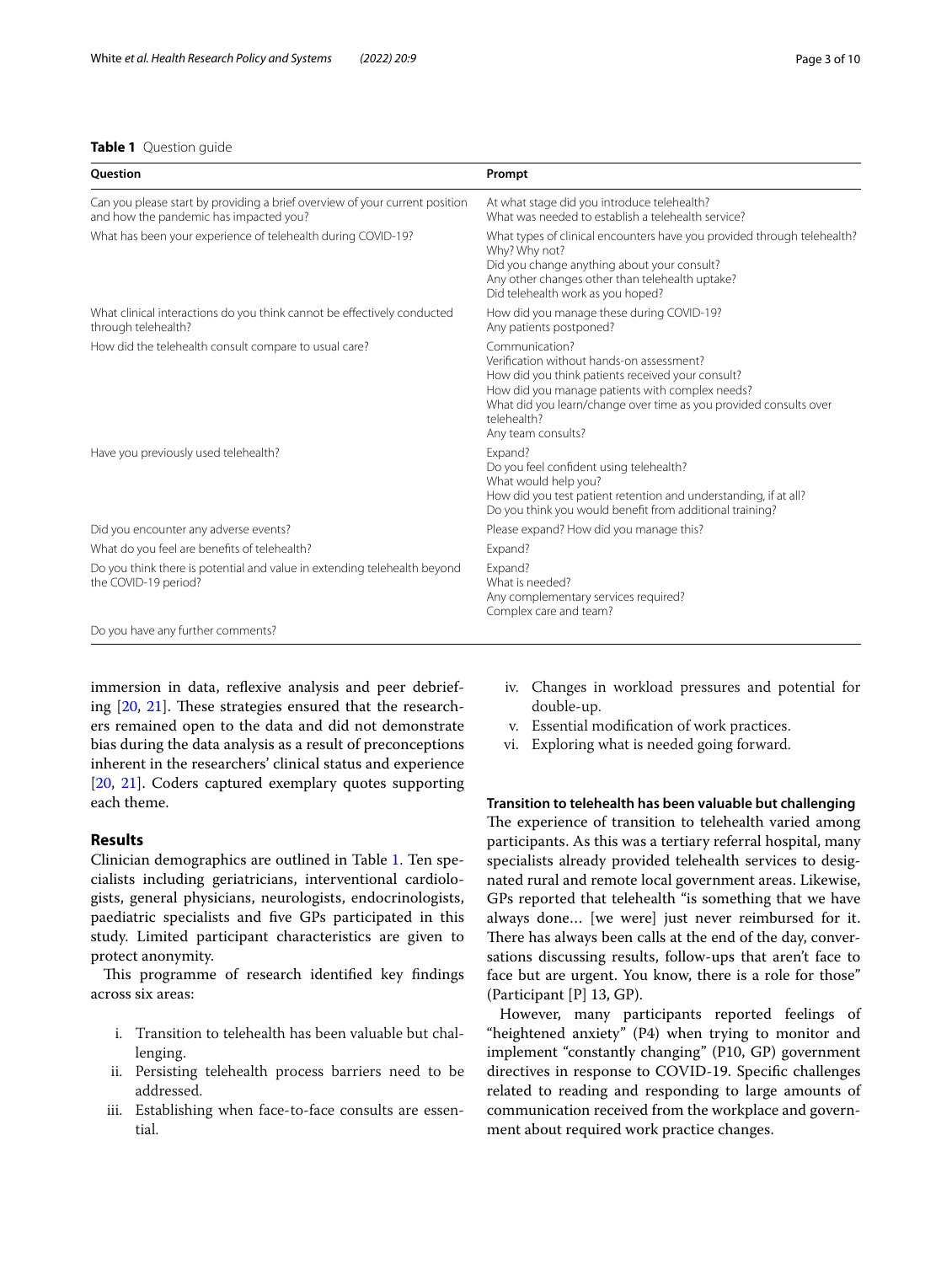**Table 1** Question guide

| Question | Prompt |
| --- | --- |
| Can you please start by providing a brief overview of your current position and how the pandemic has impacted you? | At what stage did you introduce telehealth?<br>What was needed to establish a telehealth service? |
| What has been your experience of telehealth during COVID-19? | What types of clinical encounters have you provided through telehealth? Why? Why not?<br>Did you change anything about your consult?<br>Any other changes other than telehealth uptake?<br>Did telehealth work as you hoped? |
| What clinical interactions do you think cannot be effectively conducted through telehealth? | How did you manage these during COVID-19?<br>Any patients postponed? |
| How did the telehealth consult compare to usual care? | Communication?<br>Verification without hands-on assessment?<br>How did you think patients received your consult?<br>How did you manage patients with complex needs?<br>What did you learn/change over time as you provided consults over telehealth?<br>Any team consults? |
| Have you previously used telehealth? | Expand?<br>Do you feel confident using telehealth?<br>What would help you?<br>How did you test patient retention and understanding, if at all?<br>Do you think you would benefit from additional training? |
| Did you encounter any adverse events? | Please expand? How did you manage this? |
| What do you feel are benefits of telehealth? | Expand? |
| Do you think there is potential and value in extending telehealth beyond the COVID-19 period? | Expand?<br>What is needed?<br>Any complementary services required?<br>Complex care and team? |
| Do you have any further comments? | |

immersion in data, reflexive analysis and peer debriefing [20, 21]. These strategies ensured that the researchers remained open to the data and did not demonstrate bias during the data analysis as a result of preconceptions inherent in the researchers' clinical status and experience [20, 21]. Coders captured exemplary quotes supporting each theme.

## Results

Clinician demographics are outlined in Table 1. Ten specialists including geriatricians, interventional cardiologists, general physicians, neurologists, endocrinologists, paediatric specialists and five GPs participated in this study. Limited participant characteristics are given to protect anonymity.

This programme of research identified key findings across six areas:

i. Transition to telehealth has been valuable but challenging.
ii. Persisting telehealth process barriers need to be addressed.
iii. Establishing when face-to-face consults are essential.
iv. Changes in workload pressures and potential for double-up.
v. Essential modification of work practices.
vi. Exploring what is needed going forward.

### Transition to telehealth has been valuable but challenging

The experience of transition to telehealth varied among participants. As this was a tertiary referral hospital, many specialists already provided telehealth services to designated rural and remote local government areas. Likewise, GPs reported that telehealth "is something that we have always done… [we were] just never reimbursed for it. There has always been calls at the end of the day, conversations discussing results, follow-ups that aren't face to face but are urgent. You know, there is a role for those" (Participant [P] 13, GP).

However, many participants reported feelings of "heightened anxiety" (P4) when trying to monitor and implement "constantly changing" (P10, GP) government directives in response to COVID-19. Specific challenges related to reading and responding to large amounts of communication received from the workplace and government about required work practice changes.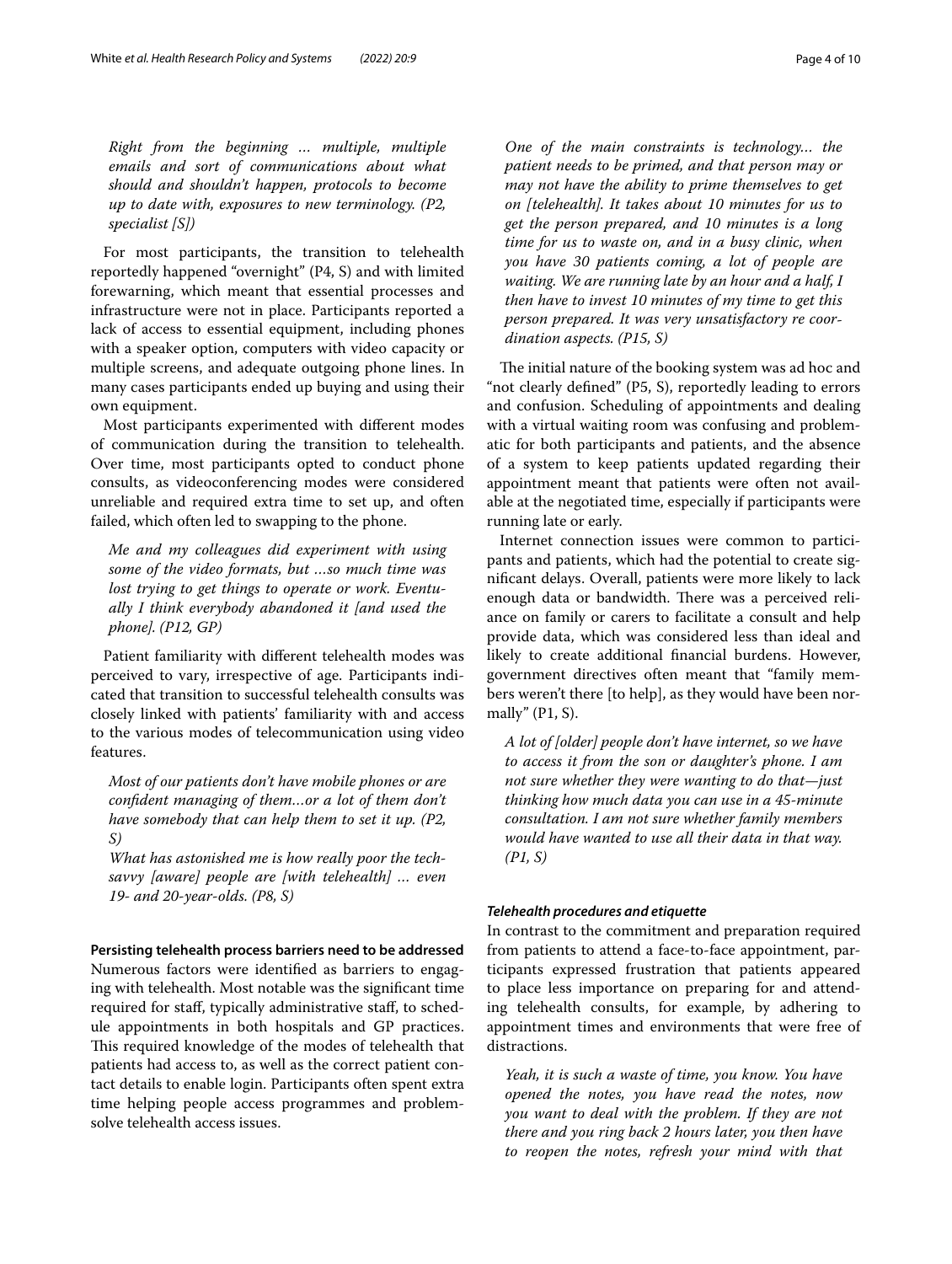*Right from the beginning … multiple, multiple emails and sort of communications about what should and shouldn't happen, protocols to become up to date with, exposures to new terminology. (P2, specialist [S])*

For most participants, the transition to telehealth reportedly happened "overnight" (P4, S) and with limited forewarning, which meant that essential processes and infrastructure were not in place. Participants reported a lack of access to essential equipment, including phones with a speaker option, computers with video capacity or multiple screens, and adequate outgoing phone lines. In many cases participants ended up buying and using their own equipment.

Most participants experimented with different modes of communication during the transition to telehealth. Over time, most participants opted to conduct phone consults, as videoconferencing modes were considered unreliable and required extra time to set up, and often failed, which often led to swapping to the phone.

*Me and my colleagues did experiment with using some of the video formats, but …so much time was lost trying to get things to operate or work. Eventually I think everybody abandoned it [and used the phone]. (P12, GP)*

Patient familiarity with different telehealth modes was perceived to vary, irrespective of age. Participants indicated that transition to successful telehealth consults was closely linked with patients' familiarity with and access to the various modes of telecommunication using video features.

*Most of our patients don't have mobile phones or are confident managing of them…or a lot of them don't have somebody that can help them to set it up. (P2, S)*

*What has astonished me is how really poor the tech-savvy [aware] people are [with telehealth] … even 19- and 20-year-olds. (P8, S)*

#### Persisting telehealth process barriers need to be addressed

Numerous factors were identified as barriers to engaging with telehealth. Most notable was the significant time required for staff, typically administrative staff, to schedule appointments in both hospitals and GP practices. This required knowledge of the modes of telehealth that patients had access to, as well as the correct patient contact details to enable login. Participants often spent extra time helping people access programmes and problem-solve telehealth access issues.

*One of the main constraints is technology… the patient needs to be primed, and that person may or may not have the ability to prime themselves to get on [telehealth]. It takes about 10 minutes for us to get the person prepared, and 10 minutes is a long time for us to waste on, and in a busy clinic, when you have 30 patients coming, a lot of people are waiting. We are running late by an hour and a half, I then have to invest 10 minutes of my time to get this person prepared. It was very unsatisfactory re coordination aspects. (P15, S)*

The initial nature of the booking system was ad hoc and "not clearly defined" (P5, S), reportedly leading to errors and confusion. Scheduling of appointments and dealing with a virtual waiting room was confusing and problematic for both participants and patients, and the absence of a system to keep patients updated regarding their appointment meant that patients were often not available at the negotiated time, especially if participants were running late or early.

Internet connection issues were common to participants and patients, which had the potential to create significant delays. Overall, patients were more likely to lack enough data or bandwidth. There was a perceived reliance on family or carers to facilitate a consult and help provide data, which was considered less than ideal and likely to create additional financial burdens. However, government directives often meant that "family members weren't there [to help], as they would have been normally" (P1, S).

*A lot of [older] people don't have internet, so we have to access it from the son or daughter's phone. I am not sure whether they were wanting to do that—just thinking how much data you can use in a 45-minute consultation. I am not sure whether family members would have wanted to use all their data in that way. (P1, S)*

##### Telehealth procedures and etiquette

In contrast to the commitment and preparation required from patients to attend a face-to-face appointment, participants expressed frustration that patients appeared to place less importance on preparing for and attending telehealth consults, for example, by adhering to appointment times and environments that were free of distractions.

*Yeah, it is such a waste of time, you know. You have opened the notes, you have read the notes, now you want to deal with the problem. If they are not there and you ring back 2 hours later, you then have to reopen the notes, refresh your mind with that*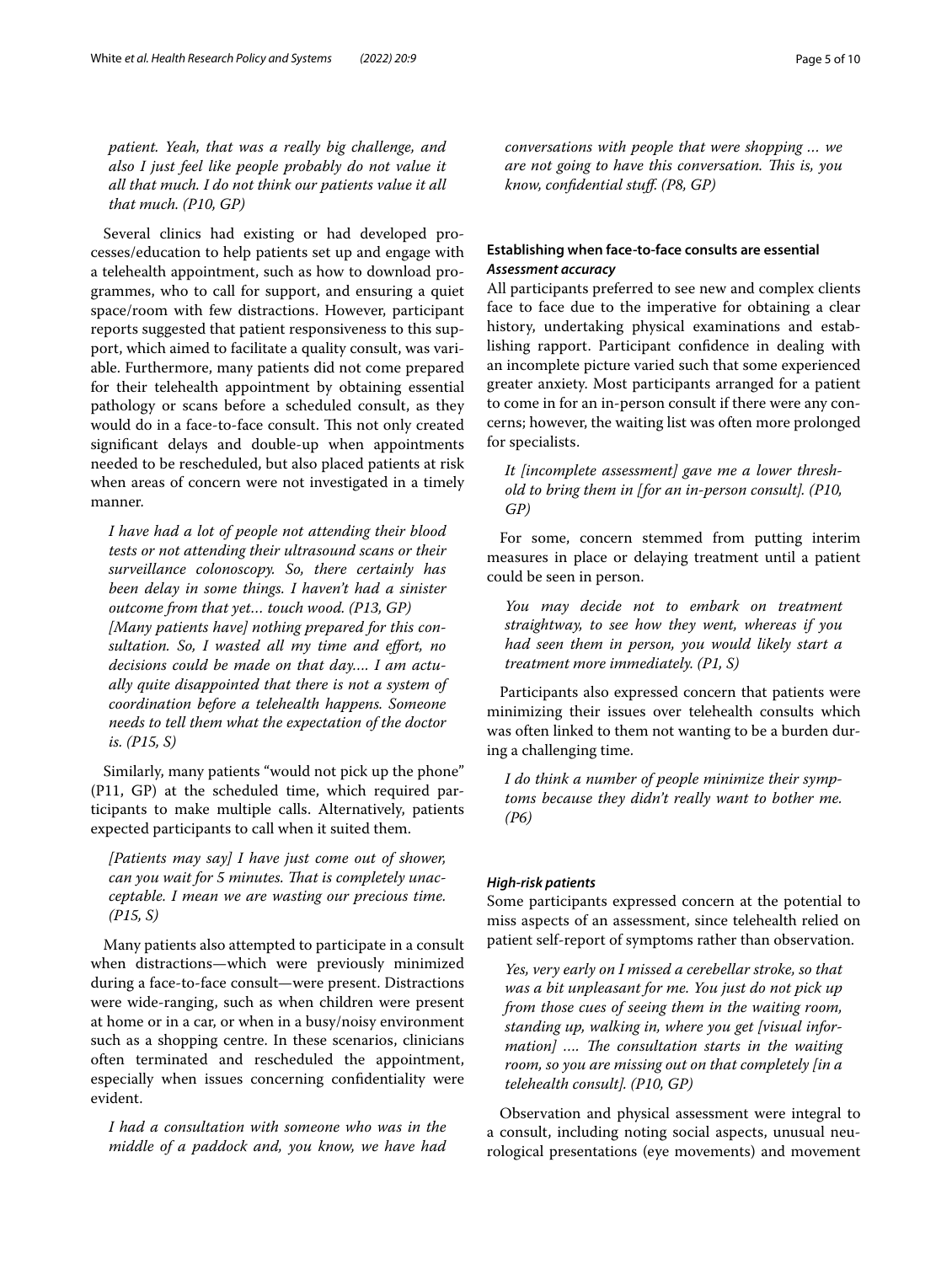*patient. Yeah, that was a really big challenge, and also I just feel like people probably do not value it all that much. I do not think our patients value it all that much. (P10, GP)*

Several clinics had existing or had developed processes/education to help patients set up and engage with a telehealth appointment, such as how to download programmes, who to call for support, and ensuring a quiet space/room with few distractions. However, participant reports suggested that patient responsiveness to this support, which aimed to facilitate a quality consult, was variable. Furthermore, many patients did not come prepared for their telehealth appointment by obtaining essential pathology or scans before a scheduled consult, as they would do in a face-to-face consult. This not only created significant delays and double-up when appointments needed to be rescheduled, but also placed patients at risk when areas of concern were not investigated in a timely manner.

*I have had a lot of people not attending their blood tests or not attending their ultrasound scans or their surveillance colonoscopy. So, there certainly has been delay in some things. I haven't had a sinister outcome from that yet… touch wood. (P13, GP)*

*[Many patients have] nothing prepared for this consultation. So, I wasted all my time and effort, no decisions could be made on that day…. I am actually quite disappointed that there is not a system of coordination before a telehealth happens. Someone needs to tell them what the expectation of the doctor is. (P15, S)*

Similarly, many patients "would not pick up the phone" (P11, GP) at the scheduled time, which required participants to make multiple calls. Alternatively, patients expected participants to call when it suited them.

*[Patients may say] I have just come out of shower, can you wait for 5 minutes. That is completely unacceptable. I mean we are wasting our precious time. (P15, S)*

Many patients also attempted to participate in a consult when distractions—which were previously minimized during a face-to-face consult—were present. Distractions were wide-ranging, such as when children were present at home or in a car, or when in a busy/noisy environment such as a shopping centre. In these scenarios, clinicians often terminated and rescheduled the appointment, especially when issues concerning confidentiality were evident.

*I had a consultation with someone who was in the middle of a paddock and, you know, we have had conversations with people that were shopping … we are not going to have this conversation. This is, you know, confidential stuff. (P8, GP)*

## Establishing when face-to-face consults are essential

### *Assessment accuracy*

All participants preferred to see new and complex clients face to face due to the imperative for obtaining a clear history, undertaking physical examinations and establishing rapport. Participant confidence in dealing with an incomplete picture varied such that some experienced greater anxiety. Most participants arranged for a patient to come in for an in-person consult if there were any concerns; however, the waiting list was often more prolonged for specialists.

*It [incomplete assessment] gave me a lower threshold to bring them in [for an in-person consult]. (P10, GP)*

For some, concern stemmed from putting interim measures in place or delaying treatment until a patient could be seen in person.

*You may decide not to embark on treatment straightway, to see how they went, whereas if you had seen them in person, you would likely start a treatment more immediately. (P1, S)*

Participants also expressed concern that patients were minimizing their issues over telehealth consults which was often linked to them not wanting to be a burden during a challenging time.

*I do think a number of people minimize their symptoms because they didn't really want to bother me. (P6)*

### *High-risk patients*

Some participants expressed concern at the potential to miss aspects of an assessment, since telehealth relied on patient self-report of symptoms rather than observation.

*Yes, very early on I missed a cerebellar stroke, so that was a bit unpleasant for me. You just do not pick up from those cues of seeing them in the waiting room, standing up, walking in, where you get [visual information] …. The consultation starts in the waiting room, so you are missing out on that completely [in a telehealth consult]. (P10, GP)*

Observation and physical assessment were integral to a consult, including noting social aspects, unusual neurological presentations (eye movements) and movement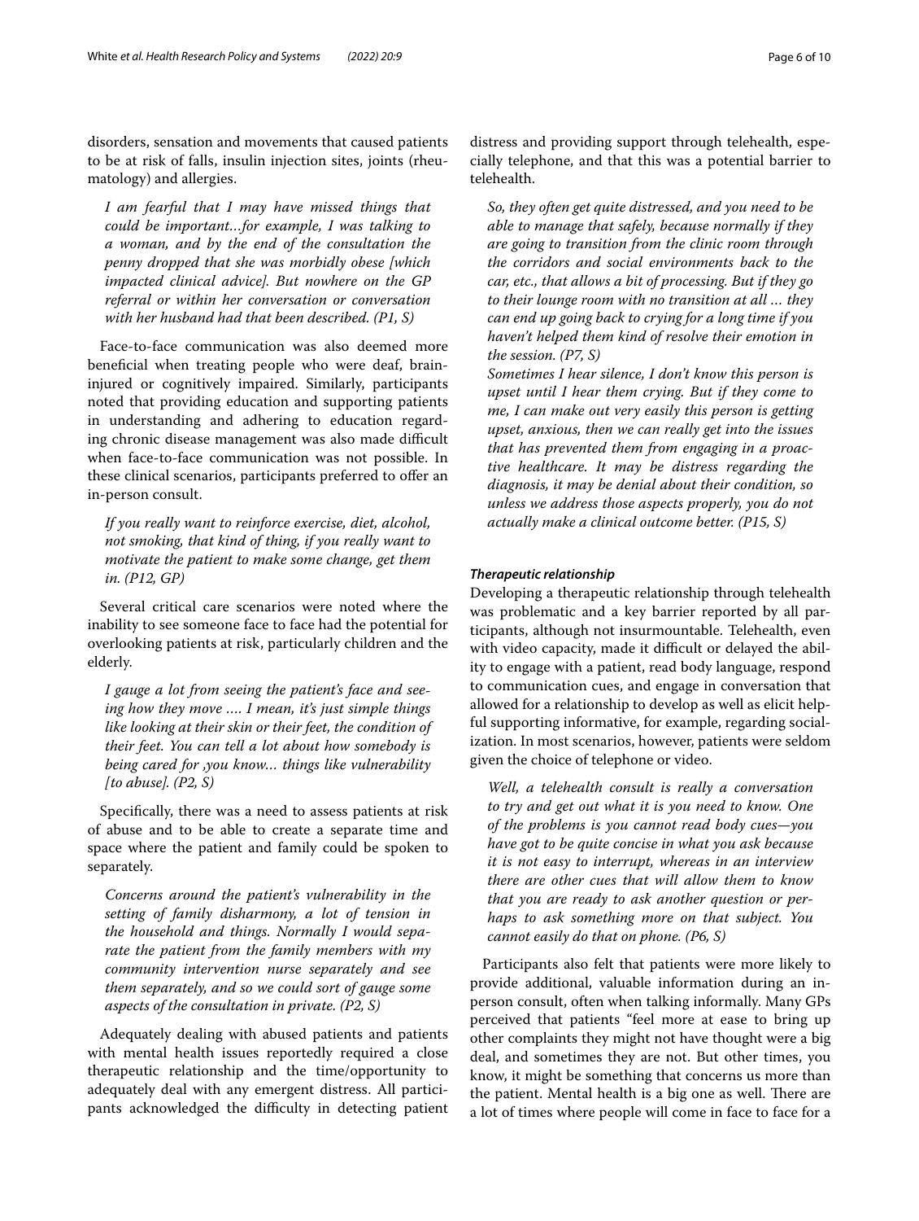disorders, sensation and movements that caused patients to be at risk of falls, insulin injection sites, joints (rheumatology) and allergies.

> *I am fearful that I may have missed things that could be important…for example, I was talking to a woman, and by the end of the consultation the penny dropped that she was morbidly obese [which impacted clinical advice]. But nowhere on the GP referral or within her conversation or conversation with her husband had that been described. (P1, S)*

Face-to-face communication was also deemed more beneficial when treating people who were deaf, brain-injured or cognitively impaired. Similarly, participants noted that providing education and supporting patients in understanding and adhering to education regarding chronic disease management was also made difficult when face-to-face communication was not possible. In these clinical scenarios, participants preferred to offer an in-person consult.

> *If you really want to reinforce exercise, diet, alcohol, not smoking, that kind of thing, if you really want to motivate the patient to make some change, get them in. (P12, GP)*

Several critical care scenarios were noted where the inability to see someone face to face had the potential for overlooking patients at risk, particularly children and the elderly.

> *I gauge a lot from seeing the patient's face and seeing how they move …. I mean, it's just simple things like looking at their skin or their feet, the condition of their feet. You can tell a lot about how somebody is being cared for ,you know… things like vulnerability [to abuse]. (P2, S)*

Specifically, there was a need to assess patients at risk of abuse and to be able to create a separate time and space where the patient and family could be spoken to separately.

> *Concerns around the patient's vulnerability in the setting of family disharmony, a lot of tension in the household and things. Normally I would separate the patient from the family members with my community intervention nurse separately and see them separately, and so we could sort of gauge some aspects of the consultation in private. (P2, S)*

Adequately dealing with abused patients and patients with mental health issues reportedly required a close therapeutic relationship and the time/opportunity to adequately deal with any emergent distress. All participants acknowledged the difficulty in detecting patient distress and providing support through telehealth, especially telephone, and that this was a potential barrier to telehealth.

> *So, they often get quite distressed, and you need to be able to manage that safely, because normally if they are going to transition from the clinic room through the corridors and social environments back to the car, etc., that allows a bit of processing. But if they go to their lounge room with no transition at all … they can end up going back to crying for a long time if you haven't helped them kind of resolve their emotion in the session. (P7, S)*
>
> *Sometimes I hear silence, I don't know this person is upset until I hear them crying. But if they come to me, I can make out very easily this person is getting upset, anxious, then we can really get into the issues that has prevented them from engaging in a proactive healthcare. It may be distress regarding the diagnosis, it may be denial about their condition, so unless we address those aspects properly, you do not actually make a clinical outcome better. (P15, S)*

#### *Therapeutic relationship*

Developing a therapeutic relationship through telehealth was problematic and a key barrier reported by all participants, although not insurmountable. Telehealth, even with video capacity, made it difficult or delayed the ability to engage with a patient, read body language, respond to communication cues, and engage in conversation that allowed for a relationship to develop as well as elicit helpful supporting informative, for example, regarding socialization. In most scenarios, however, patients were seldom given the choice of telephone or video.

> *Well, a telehealth consult is really a conversation to try and get out what it is you need to know. One of the problems is you cannot read body cues—you have got to be quite concise in what you ask because it is not easy to interrupt, whereas in an interview there are other cues that will allow them to know that you are ready to ask another question or perhaps to ask something more on that subject. You cannot easily do that on phone. (P6, S)*

Participants also felt that patients were more likely to provide additional, valuable information during an in-person consult, often when talking informally. Many GPs perceived that patients "feel more at ease to bring up other complaints they might not have thought were a big deal, and sometimes they are not. But other times, you know, it might be something that concerns us more than the patient. Mental health is a big one as well. There are a lot of times where people will come in face to face for a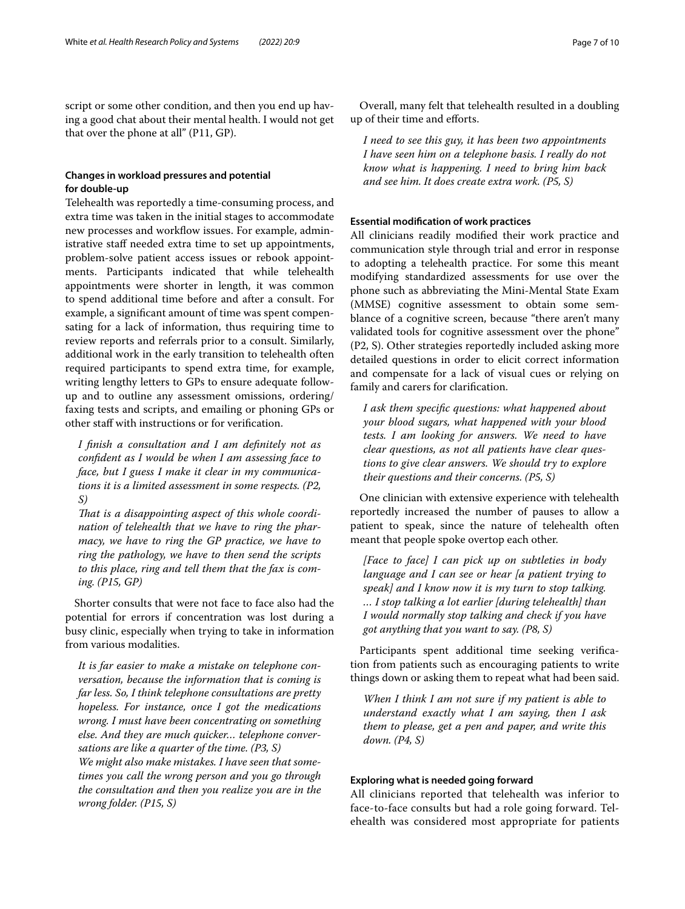script or some other condition, and then you end up having a good chat about their mental health. I would not get that over the phone at all" (P11, GP).

### Changes in workload pressures and potential for double-up

Telehealth was reportedly a time-consuming process, and extra time was taken in the initial stages to accommodate new processes and workflow issues. For example, administrative staff needed extra time to set up appointments, problem-solve patient access issues or rebook appointments. Participants indicated that while telehealth appointments were shorter in length, it was common to spend additional time before and after a consult. For example, a significant amount of time was spent compensating for a lack of information, thus requiring time to review reports and referrals prior to a consult. Similarly, additional work in the early transition to telehealth often required participants to spend extra time, for example, writing lengthy letters to GPs to ensure adequate follow-up and to outline any assessment omissions, ordering/faxing tests and scripts, and emailing or phoning GPs or other staff with instructions or for verification.

*I finish a consultation and I am definitely not as confident as I would be when I am assessing face to face, but I guess I make it clear in my communications it is a limited assessment in some respects. (P2, S)*

*That is a disappointing aspect of this whole coordination of telehealth that we have to ring the pharmacy, we have to ring the GP practice, we have to ring the pathology, we have to then send the scripts to this place, ring and tell them that the fax is coming. (P15, GP)*

Shorter consults that were not face to face also had the potential for errors if concentration was lost during a busy clinic, especially when trying to take in information from various modalities.

*It is far easier to make a mistake on telephone conversation, because the information that is coming is far less. So, I think telephone consultations are pretty hopeless. For instance, once I got the medications wrong. I must have been concentrating on something else. And they are much quicker… telephone conversations are like a quarter of the time. (P3, S)*

*We might also make mistakes. I have seen that sometimes you call the wrong person and you go through the consultation and then you realize you are in the wrong folder. (P15, S)*

Overall, many felt that telehealth resulted in a doubling up of their time and efforts.

*I need to see this guy, it has been two appointments I have seen him on a telephone basis. I really do not know what is happening. I need to bring him back and see him. It does create extra work. (P5, S)*

### Essential modification of work practices

All clinicians readily modified their work practice and communication style through trial and error in response to adopting a telehealth practice. For some this meant modifying standardized assessments for use over the phone such as abbreviating the Mini-Mental State Exam (MMSE) cognitive assessment to obtain some semblance of a cognitive screen, because "there aren't many validated tools for cognitive assessment over the phone" (P2, S). Other strategies reportedly included asking more detailed questions in order to elicit correct information and compensate for a lack of visual cues or relying on family and carers for clarification.

*I ask them specific questions: what happened about your blood sugars, what happened with your blood tests. I am looking for answers. We need to have clear questions, as not all patients have clear questions to give clear answers. We should try to explore their questions and their concerns. (P5, S)*

One clinician with extensive experience with telehealth reportedly increased the number of pauses to allow a patient to speak, since the nature of telehealth often meant that people spoke overtop each other.

*[Face to face] I can pick up on subtleties in body language and I can see or hear [a patient trying to speak] and I know now it is my turn to stop talking. … I stop talking a lot earlier [during telehealth] than I would normally stop talking and check if you have got anything that you want to say. (P8, S)*

Participants spent additional time seeking verification from patients such as encouraging patients to write things down or asking them to repeat what had been said.

*When I think I am not sure if my patient is able to understand exactly what I am saying, then I ask them to please, get a pen and paper, and write this down. (P4, S)*

### Exploring what is needed going forward

All clinicians reported that telehealth was inferior to face-to-face consults but had a role going forward. Telehealth was considered most appropriate for patients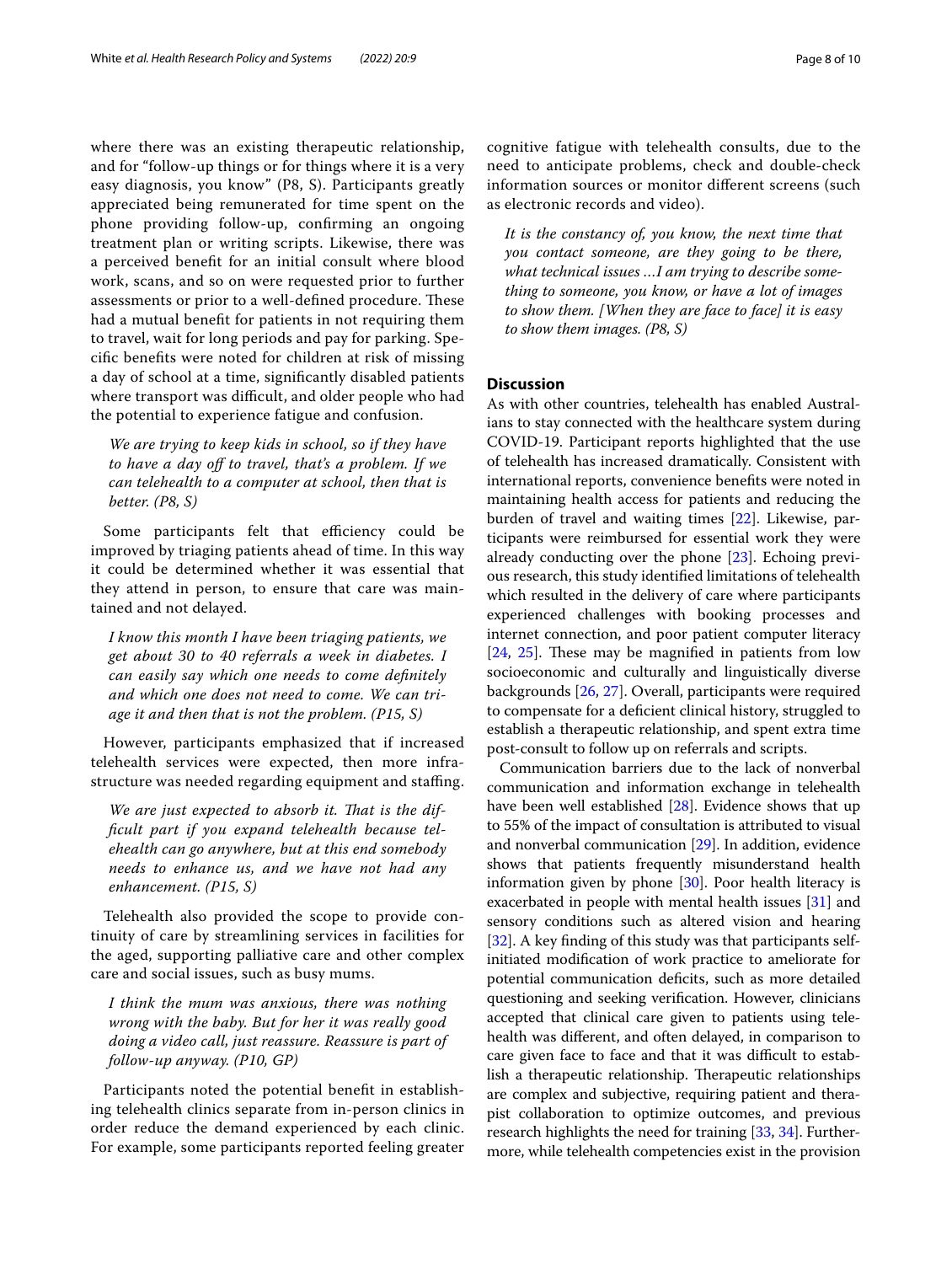where there was an existing therapeutic relationship, and for "follow-up things or for things where it is a very easy diagnosis, you know" (P8, S). Participants greatly appreciated being remunerated for time spent on the phone providing follow-up, confirming an ongoing treatment plan or writing scripts. Likewise, there was a perceived benefit for an initial consult where blood work, scans, and so on were requested prior to further assessments or prior to a well-defined procedure. These had a mutual benefit for patients in not requiring them to travel, wait for long periods and pay for parking. Specific benefits were noted for children at risk of missing a day of school at a time, significantly disabled patients where transport was difficult, and older people who had the potential to experience fatigue and confusion.

> *We are trying to keep kids in school, so if they have to have a day off to travel, that's a problem. If we can telehealth to a computer at school, then that is better. (P8, S)*

Some participants felt that efficiency could be improved by triaging patients ahead of time. In this way it could be determined whether it was essential that they attend in person, to ensure that care was maintained and not delayed.

> *I know this month I have been triaging patients, we get about 30 to 40 referrals a week in diabetes. I can easily say which one needs to come definitely and which one does not need to come. We can triage it and then that is not the problem. (P15, S)*

However, participants emphasized that if increased telehealth services were expected, then more infrastructure was needed regarding equipment and staffing.

> *We are just expected to absorb it. That is the difficult part if you expand telehealth because telehealth can go anywhere, but at this end somebody needs to enhance us, and we have not had any enhancement. (P15, S)*

Telehealth also provided the scope to provide continuity of care by streamlining services in facilities for the aged, supporting palliative care and other complex care and social issues, such as busy mums.

> *I think the mum was anxious, there was nothing wrong with the baby. But for her it was really good doing a video call, just reassure. Reassure is part of follow-up anyway. (P10, GP)*

Participants noted the potential benefit in establishing telehealth clinics separate from in-person clinics in order reduce the demand experienced by each clinic. For example, some participants reported feeling greater cognitive fatigue with telehealth consults, due to the need to anticipate problems, check and double-check information sources or monitor different screens (such as electronic records and video).

> *It is the constancy of, you know, the next time that you contact someone, are they going to be there, what technical issues …I am trying to describe something to someone, you know, or have a lot of images to show them. [When they are face to face] it is easy to show them images. (P8, S)*

## Discussion

As with other countries, telehealth has enabled Australians to stay connected with the healthcare system during COVID-19. Participant reports highlighted that the use of telehealth has increased dramatically. Consistent with international reports, convenience benefits were noted in maintaining health access for patients and reducing the burden of travel and waiting times [22]. Likewise, participants were reimbursed for essential work they were already conducting over the phone [23]. Echoing previous research, this study identified limitations of telehealth which resulted in the delivery of care where participants experienced challenges with booking processes and internet connection, and poor patient computer literacy [24, 25]. These may be magnified in patients from low socioeconomic and culturally and linguistically diverse backgrounds [26, 27]. Overall, participants were required to compensate for a deficient clinical history, struggled to establish a therapeutic relationship, and spent extra time post-consult to follow up on referrals and scripts.

Communication barriers due to the lack of nonverbal communication and information exchange in telehealth have been well established [28]. Evidence shows that up to 55% of the impact of consultation is attributed to visual and nonverbal communication [29]. In addition, evidence shows that patients frequently misunderstand health information given by phone [30]. Poor health literacy is exacerbated in people with mental health issues [31] and sensory conditions such as altered vision and hearing [32]. A key finding of this study was that participants self-initiated modification of work practice to ameliorate for potential communication deficits, such as more detailed questioning and seeking verification. However, clinicians accepted that clinical care given to patients using telehealth was different, and often delayed, in comparison to care given face to face and that it was difficult to establish a therapeutic relationship. Therapeutic relationships are complex and subjective, requiring patient and therapist collaboration to optimize outcomes, and previous research highlights the need for training [33, 34]. Furthermore, while telehealth competencies exist in the provision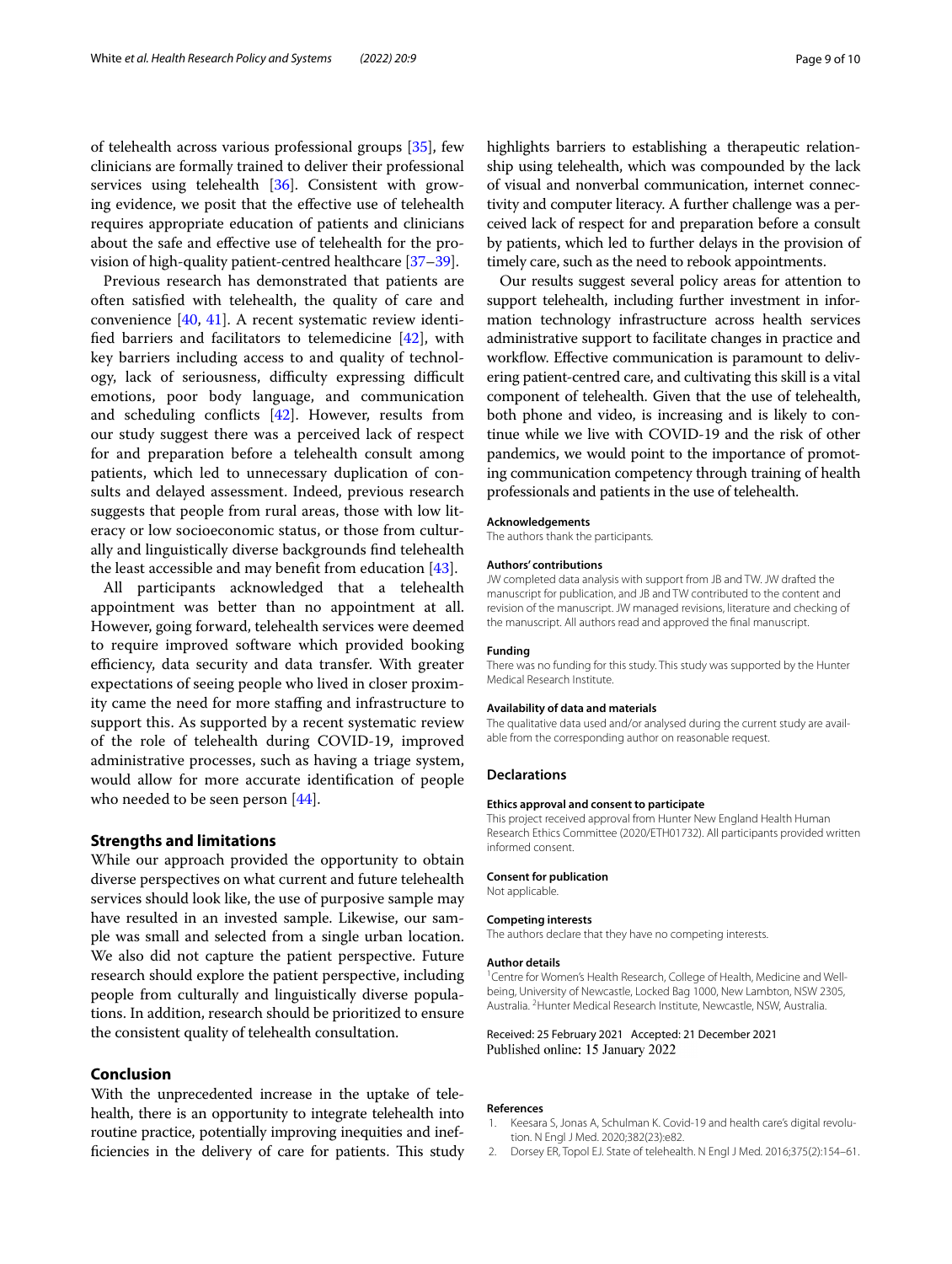of telehealth across various professional groups [35], few clinicians are formally trained to deliver their professional services using telehealth [36]. Consistent with growing evidence, we posit that the effective use of telehealth requires appropriate education of patients and clinicians about the safe and effective use of telehealth for the provision of high-quality patient-centred healthcare [37–39].

Previous research has demonstrated that patients are often satisfied with telehealth, the quality of care and convenience [40, 41]. A recent systematic review identified barriers and facilitators to telemedicine [42], with key barriers including access to and quality of technology, lack of seriousness, difficulty expressing difficult emotions, poor body language, and communication and scheduling conflicts [42]. However, results from our study suggest there was a perceived lack of respect for and preparation before a telehealth consult among patients, which led to unnecessary duplication of consults and delayed assessment. Indeed, previous research suggests that people from rural areas, those with low literacy or low socioeconomic status, or those from culturally and linguistically diverse backgrounds find telehealth the least accessible and may benefit from education [43].

All participants acknowledged that a telehealth appointment was better than no appointment at all. However, going forward, telehealth services were deemed to require improved software which provided booking efficiency, data security and data transfer. With greater expectations of seeing people who lived in closer proximity came the need for more staffing and infrastructure to support this. As supported by a recent systematic review of the role of telehealth during COVID-19, improved administrative processes, such as having a triage system, would allow for more accurate identification of people who needed to be seen person [44].

## Strengths and limitations

While our approach provided the opportunity to obtain diverse perspectives on what current and future telehealth services should look like, the use of purposive sample may have resulted in an invested sample. Likewise, our sample was small and selected from a single urban location. We also did not capture the patient perspective. Future research should explore the patient perspective, including people from culturally and linguistically diverse populations. In addition, research should be prioritized to ensure the consistent quality of telehealth consultation.

## Conclusion

With the unprecedented increase in the uptake of telehealth, there is an opportunity to integrate telehealth into routine practice, potentially improving inequities and inefficiencies in the delivery of care for patients. This study highlights barriers to establishing a therapeutic relationship using telehealth, which was compounded by the lack of visual and nonverbal communication, internet connectivity and computer literacy. A further challenge was a perceived lack of respect for and preparation before a consult by patients, which led to further delays in the provision of timely care, such as the need to rebook appointments.

Our results suggest several policy areas for attention to support telehealth, including further investment in information technology infrastructure across health services administrative support to facilitate changes in practice and workflow. Effective communication is paramount to delivering patient-centred care, and cultivating this skill is a vital component of telehealth. Given that the use of telehealth, both phone and video, is increasing and is likely to continue while we live with COVID-19 and the risk of other pandemics, we would point to the importance of promoting communication competency through training of health professionals and patients in the use of telehealth.

#### Acknowledgements

The authors thank the participants.

#### Authors' contributions

JW completed data analysis with support from JB and TW. JW drafted the manuscript for publication, and JB and TW contributed to the content and revision of the manuscript. JW managed revisions, literature and checking of the manuscript. All authors read and approved the final manuscript.

#### Funding

There was no funding for this study. This study was supported by the Hunter Medical Research Institute.

#### Availability of data and materials

The qualitative data used and/or analysed during the current study are available from the corresponding author on reasonable request.

### Declarations

#### Ethics approval and consent to participate

This project received approval from Hunter New England Health Human Research Ethics Committee (2020/ETH01732). All participants provided written informed consent.

#### Consent for publication

Not applicable.

#### Competing interests

The authors declare that they have no competing interests.

#### Author details

[1] Centre for Women's Health Research, College of Health, Medicine and Wellbeing, University of Newcastle, Locked Bag 1000, New Lambton, NSW 2305, Australia. [2] Hunter Medical Research Institute, Newcastle, NSW, Australia.

Received: 25 February 2021 Accepted: 21 December 2021
Published online: 15 January 2022

#### References

1. Keesara S, Jonas A, Schulman K. Covid-19 and health care's digital revolution. N Engl J Med. 2020;382(23):e82.
2. Dorsey ER, Topol EJ. State of telehealth. N Engl J Med. 2016;375(2):154–61.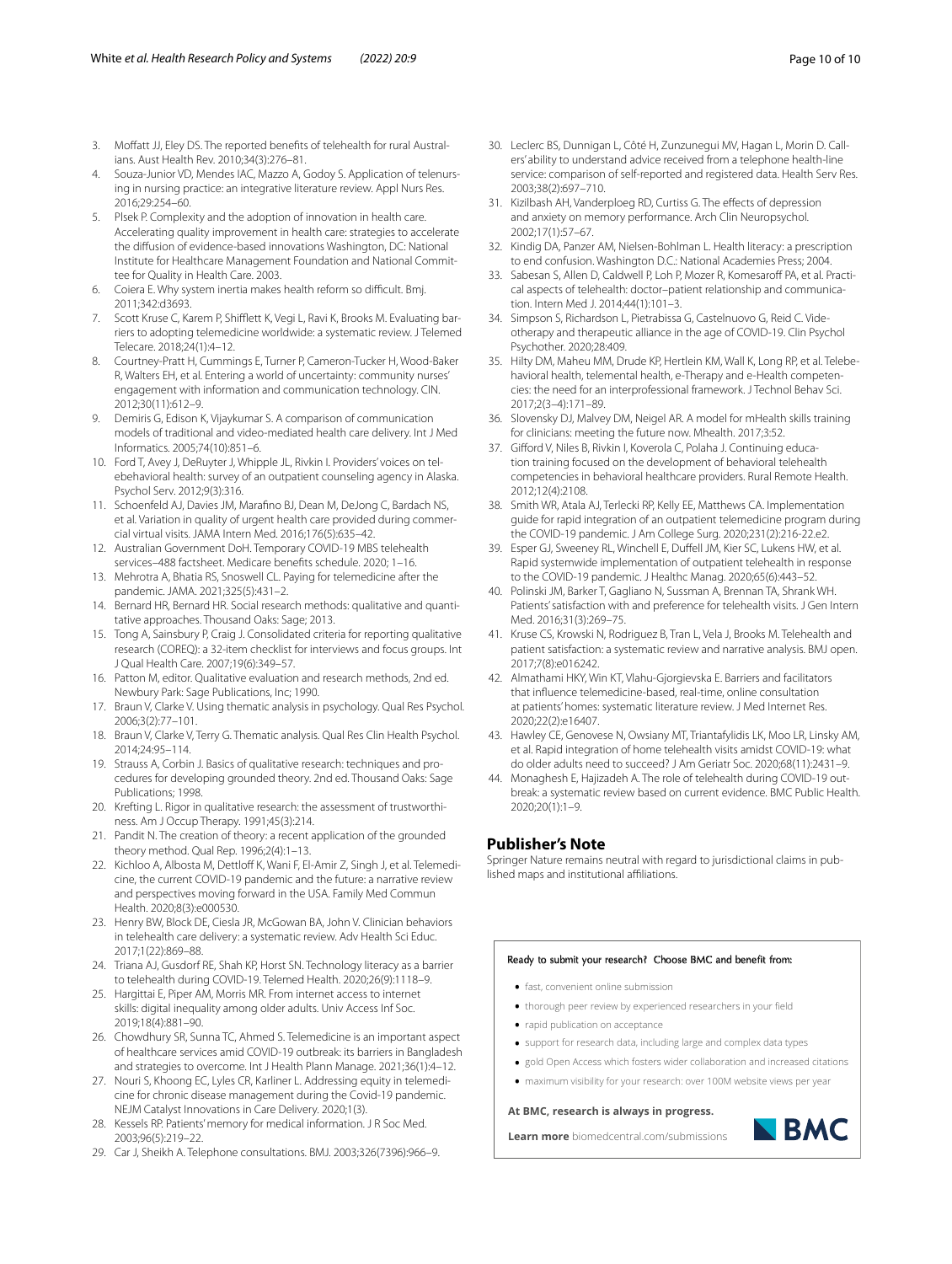3. Moffatt JJ, Eley DS. The reported benefits of telehealth for rural Australians. Aust Health Rev. 2010;34(3):276–81.
4. Souza-Junior VD, Mendes IAC, Mazzo A, Godoy S. Application of telenursing in nursing practice: an integrative literature review. Appl Nurs Res. 2016;29:254–60.
5. Plsek P. Complexity and the adoption of innovation in health care. Accelerating quality improvement in health care: strategies to accelerate the diffusion of evidence-based innovations Washington, DC: National Institute for Healthcare Management Foundation and National Committee for Quality in Health Care. 2003.
6. Coiera E. Why system inertia makes health reform so difficult. Bmj. 2011;342:d3693.
7. Scott Kruse C, Karem P, Shifflett K, Vegi L, Ravi K, Brooks M. Evaluating barriers to adopting telemedicine worldwide: a systematic review. J Telemed Telecare. 2018;24(1):4–12.
8. Courtney-Pratt H, Cummings E, Turner P, Cameron-Tucker H, Wood-Baker R, Walters EH, et al. Entering a world of uncertainty: community nurses' engagement with information and communication technology. CIN. 2012;30(11):612–9.
9. Demiris G, Edison K, Vijaykumar S. A comparison of communication models of traditional and video-mediated health care delivery. Int J Med Informatics. 2005;74(10):851–6.
10. Ford T, Avey J, DeRuyter J, Whipple JL, Rivkin I. Providers' voices on telebehavioral health: survey of an outpatient counseling agency in Alaska. Psychol Serv. 2012;9(3):316.
11. Schoenfeld AJ, Davies JM, Marafino BJ, Dean M, DeJong C, Bardach NS, et al. Variation in quality of urgent health care provided during commercial virtual visits. JAMA Intern Med. 2016;176(5):635–42.
12. Australian Government DoH. Temporary COVID-19 MBS telehealth services–488 factsheet. Medicare benefits schedule. 2020; 1–16.
13. Mehrotra A, Bhatia RS, Snoswell CL. Paying for telemedicine after the pandemic. JAMA. 2021;325(5):431–2.
14. Bernard HR, Bernard HR. Social research methods: qualitative and quantitative approaches. Thousand Oaks: Sage; 2013.
15. Tong A, Sainsbury P, Craig J. Consolidated criteria for reporting qualitative research (COREQ): a 32-item checklist for interviews and focus groups. Int J Qual Health Care. 2007;19(6):349–57.
16. Patton M, editor. Qualitative evaluation and research methods, 2nd ed. Newbury Park: Sage Publications, Inc; 1990.
17. Braun V, Clarke V. Using thematic analysis in psychology. Qual Res Psychol. 2006;3(2):77–101.
18. Braun V, Clarke V, Terry G. Thematic analysis. Qual Res Clin Health Psychol. 2014;24:95–114.
19. Strauss A, Corbin J. Basics of qualitative research: techniques and procedures for developing grounded theory. 2nd ed. Thousand Oaks: Sage Publications; 1998.
20. Krefting L. Rigor in qualitative research: the assessment of trustworthiness. Am J Occup Therapy. 1991;45(3):214.
21. Pandit N. The creation of theory: a recent application of the grounded theory method. Qual Rep. 1996;2(4):1–13.
22. Kichloo A, Albosta M, Dettloff K, Wani F, El-Amir Z, Singh J, et al. Telemedicine, the current COVID-19 pandemic and the future: a narrative review and perspectives moving forward in the USA. Family Med Commun Health. 2020;8(3):e000530.
23. Henry BW, Block DE, Ciesla JR, McGowan BA, John V. Clinician behaviors in telehealth care delivery: a systematic review. Adv Health Sci Educ. 2017;1(22):869–88.
24. Triana AJ, Gusdorf RE, Shah KP, Horst SN. Technology literacy as a barrier to telehealth during COVID-19. Telemed Health. 2020;26(9):1118–9.
25. Hargittai E, Piper AM, Morris MR. From internet access to internet skills: digital inequality among older adults. Univ Access Inf Soc. 2019;18(4):881–90.
26. Chowdhury SR, Sunna TC, Ahmed S. Telemedicine is an important aspect of healthcare services amid COVID-19 outbreak: its barriers in Bangladesh and strategies to overcome. Int J Health Plann Manage. 2021;36(1):4–12.
27. Nouri S, Khoong EC, Lyles CR, Karliner L. Addressing equity in telemedicine for chronic disease management during the Covid-19 pandemic. NEJM Catalyst Innovations in Care Delivery. 2020;1(3).
28. Kessels RP. Patients' memory for medical information. J R Soc Med. 2003;96(5):219–22.
29. Car J, Sheikh A. Telephone consultations. BMJ. 2003;326(7396):966–9.
30. Leclerc BS, Dunnigan L, Côté H, Zunzunegui MV, Hagan L, Morin D. Callers' ability to understand advice received from a telephone health-line service: comparison of self-reported and registered data. Health Serv Res. 2003;38(2):697–710.
31. Kizilbash AH, Vanderploeg RD, Curtiss G. The effects of depression and anxiety on memory performance. Arch Clin Neuropsychol. 2002;17(1):57–67.
32. Kindig DA, Panzer AM, Nielsen-Bohlman L. Health literacy: a prescription to end confusion. Washington D.C.: National Academies Press; 2004.
33. Sabesan S, Allen D, Caldwell P, Loh P, Mozer R, Komesaroff PA, et al. Practical aspects of telehealth: doctor–patient relationship and communication. Intern Med J. 2014;44(1):101–3.
34. Simpson S, Richardson L, Pietrabissa G, Castelnuovo G, Reid C. Videotherapy and therapeutic alliance in the age of COVID-19. Clin Psychol Psychother. 2020;28:409.
35. Hilty DM, Maheu MM, Drude KP, Hertlein KM, Wall K, Long RP, et al. Telebehavioral health, telemental health, e-Therapy and e-Health competencies: the need for an interprofessional framework. J Technol Behav Sci. 2017;2(3–4):171–89.
36. Slovensky DJ, Malvey DM, Neigel AR. A model for mHealth skills training for clinicians: meeting the future now. Mhealth. 2017;3:52.
37. Gifford V, Niles B, Rivkin I, Koverola C, Polaha J. Continuing education training focused on the development of behavioral telehealth competencies in behavioral healthcare providers. Rural Remote Health. 2012;12(4):2108.
38. Smith WR, Atala AJ, Terlecki RP, Kelly EE, Matthews CA. Implementation guide for rapid integration of an outpatient telemedicine program during the COVID-19 pandemic. J Am College Surg. 2020;231(2):216-22.e2.
39. Esper GJ, Sweeney RL, Winchell E, Duffell JM, Kier SC, Lukens HW, et al. Rapid systemwide implementation of outpatient telehealth in response to the COVID-19 pandemic. J Healthc Manag. 2020;65(6):443–52.
40. Polinski JM, Barker T, Gagliano N, Sussman A, Brennan TA, Shrank WH. Patients' satisfaction with and preference for telehealth visits. J Gen Intern Med. 2016;31(3):269–75.
41. Kruse CS, Krowski N, Rodriguez B, Tran L, Vela J, Brooks M. Telehealth and patient satisfaction: a systematic review and narrative analysis. BMJ open. 2017;7(8):e016242.
42. Almathami HKY, Win KT, Vlahu-Gjorgievska E. Barriers and facilitators that influence telemedicine-based, real-time, online consultation at patients' homes: systematic literature review. J Med Internet Res. 2020;22(2):e16407.
43. Hawley CE, Genovese N, Owsiany MT, Triantafylidis LK, Moo LR, Linsky AM, et al. Rapid integration of home telehealth visits amidst COVID-19: what do older adults need to succeed? J Am Geriatr Soc. 2020;68(11):2431–9.
44. Monaghesh E, Hajizadeh A. The role of telehealth during COVID-19 outbreak: a systematic review based on current evidence. BMC Public Health. 2020;20(1):1–9.

## Publisher's Note

Springer Nature remains neutral with regard to jurisdictional claims in published maps and institutional affiliations.

Ready to submit your research? Choose BMC and benefit from:

- fast, convenient online submission
- thorough peer review by experienced researchers in your field
- rapid publication on acceptance
- support for research data, including large and complex data types
- gold Open Access which fosters wider collaboration and increased citations
- maximum visibility for your research: over 100M website views per year

**At BMC, research is always in progress.**

**Learn more** biomedcentral.com/submissions

BMC